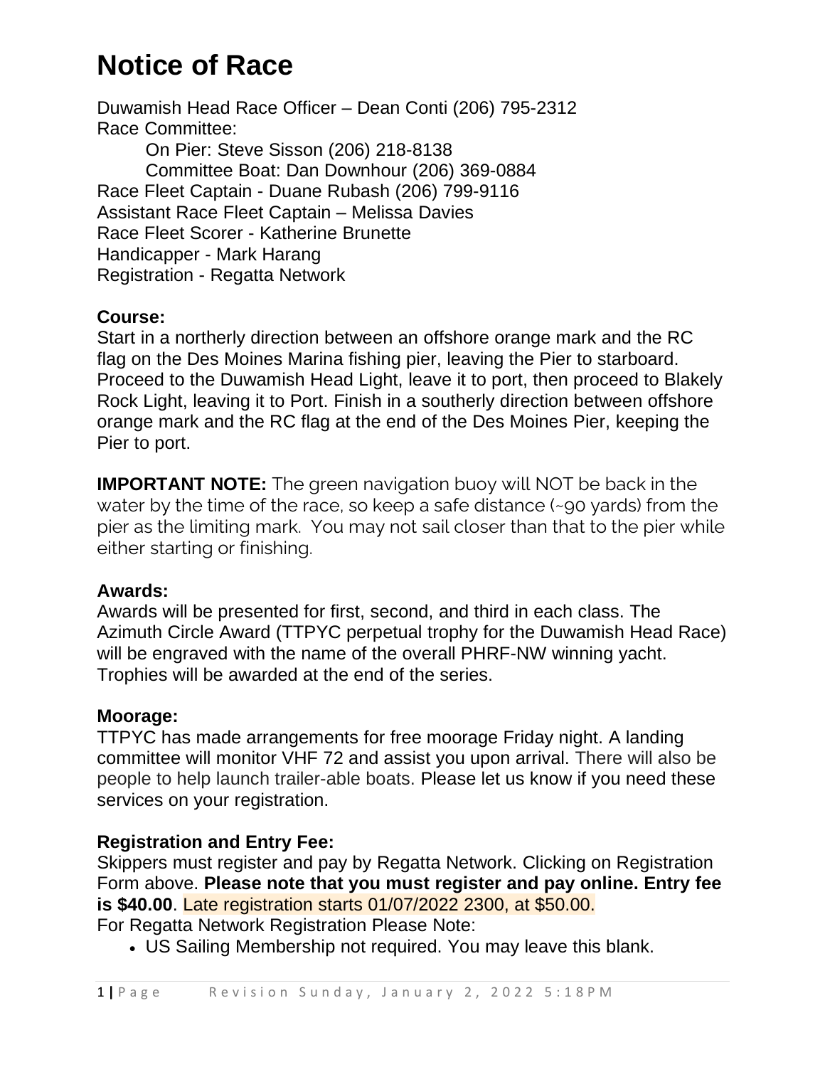# Notice of Race

Duwamish Head Race Officer – Dean Conti (206) 795-2312
Race Committee:
    On Pier: Steve Sisson (206) 218-8138
    Committee Boat: Dan Downhour (206) 369-0884
Race Fleet Captain - Duane Rubash (206) 799-9116
Assistant Race Fleet Captain – Melissa Davies
Race Fleet Scorer - Katherine Brunette
Handicapper - Mark Harang
Registration - Regatta Network

**Course:**
Start in a northerly direction between an offshore orange mark and the RC flag on the Des Moines Marina fishing pier, leaving the Pier to starboard. Proceed to the Duwamish Head Light, leave it to port, then proceed to Blakely Rock Light, leaving it to Port. Finish in a southerly direction between offshore orange mark and the RC flag at the end of the Des Moines Pier, keeping the Pier to port.

**IMPORTANT NOTE:** The green navigation buoy will NOT be back in the water by the time of the race, so keep a safe distance (~90 yards) from the pier as the limiting mark. You may not sail closer than that to the pier while either starting or finishing.

**Awards:**
Awards will be presented for first, second, and third in each class. The Azimuth Circle Award (TTPYC perpetual trophy for the Duwamish Head Race) will be engraved with the name of the overall PHRF-NW winning yacht. Trophies will be awarded at the end of the series.

**Moorage:**
TTPYC has made arrangements for free moorage Friday night. A landing committee will monitor VHF 72 and assist you upon arrival. There will also be people to help launch trailer-able boats. Please let us know if you need these services on your registration.

**Registration and Entry Fee:**
Skippers must register and pay by Regatta Network. Clicking on Registration Form above. **Please note that you must register and pay online. Entry fee is $40.00**. Late registration starts 01/07/2022 2300, at $50.00.
For Regatta Network Registration Please Note:

- US Sailing Membership not required. You may leave this blank.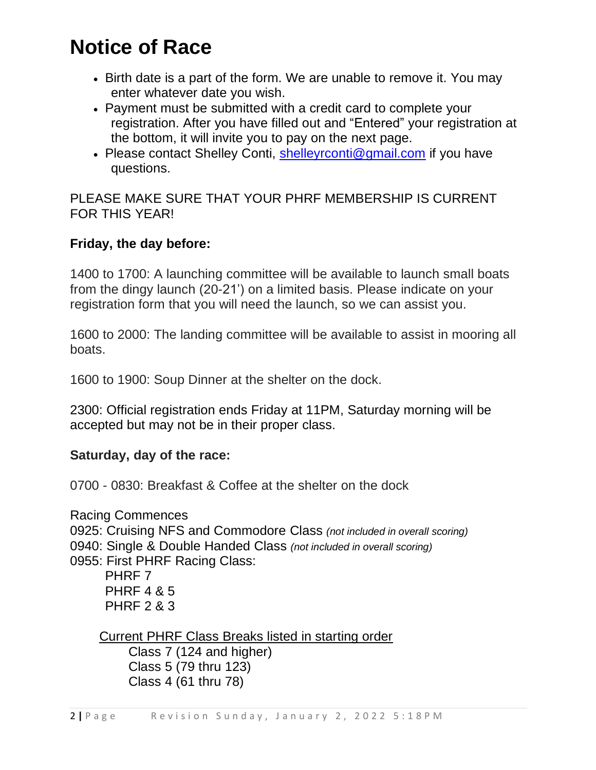# Notice of Race

- Birth date is a part of the form. We are unable to remove it. You may enter whatever date you wish.
- Payment must be submitted with a credit card to complete your registration. After you have filled out and "Entered" your registration at the bottom, it will invite you to pay on the next page.
- Please contact Shelley Conti, [shelleyrconti@gmail.com](mailto:shelleyrconti@gmail.com) if you have questions.

PLEASE MAKE SURE THAT YOUR PHRF MEMBERSHIP IS CURRENT FOR THIS YEAR!

**Friday, the day before:**

1400 to 1700: A launching committee will be available to launch small boats from the dingy launch (20-21') on a limited basis. Please indicate on your registration form that you will need the launch, so we can assist you.

1600 to 2000: The landing committee will be available to assist in mooring all boats.

1600 to 1900: Soup Dinner at the shelter on the dock.

2300: Official registration ends Friday at 11PM, Saturday morning will be accepted but may not be in their proper class.

**Saturday, day of the race:**

0700 - 0830: Breakfast & Coffee at the shelter on the dock

Racing Commences
0925: Cruising NFS and Commodore Class *(not included in overall scoring)*
0940: Single & Double Handed Class *(not included in overall scoring)*
0955: First PHRF Racing Class:

PHRF 7
PHRF 4 & 5
PHRF 2 & 3

<u>Current PHRF Class Breaks listed in starting order</u>

Class 7 (124 and higher)
Class 5 (79 thru 123)
Class 4 (61 thru 78)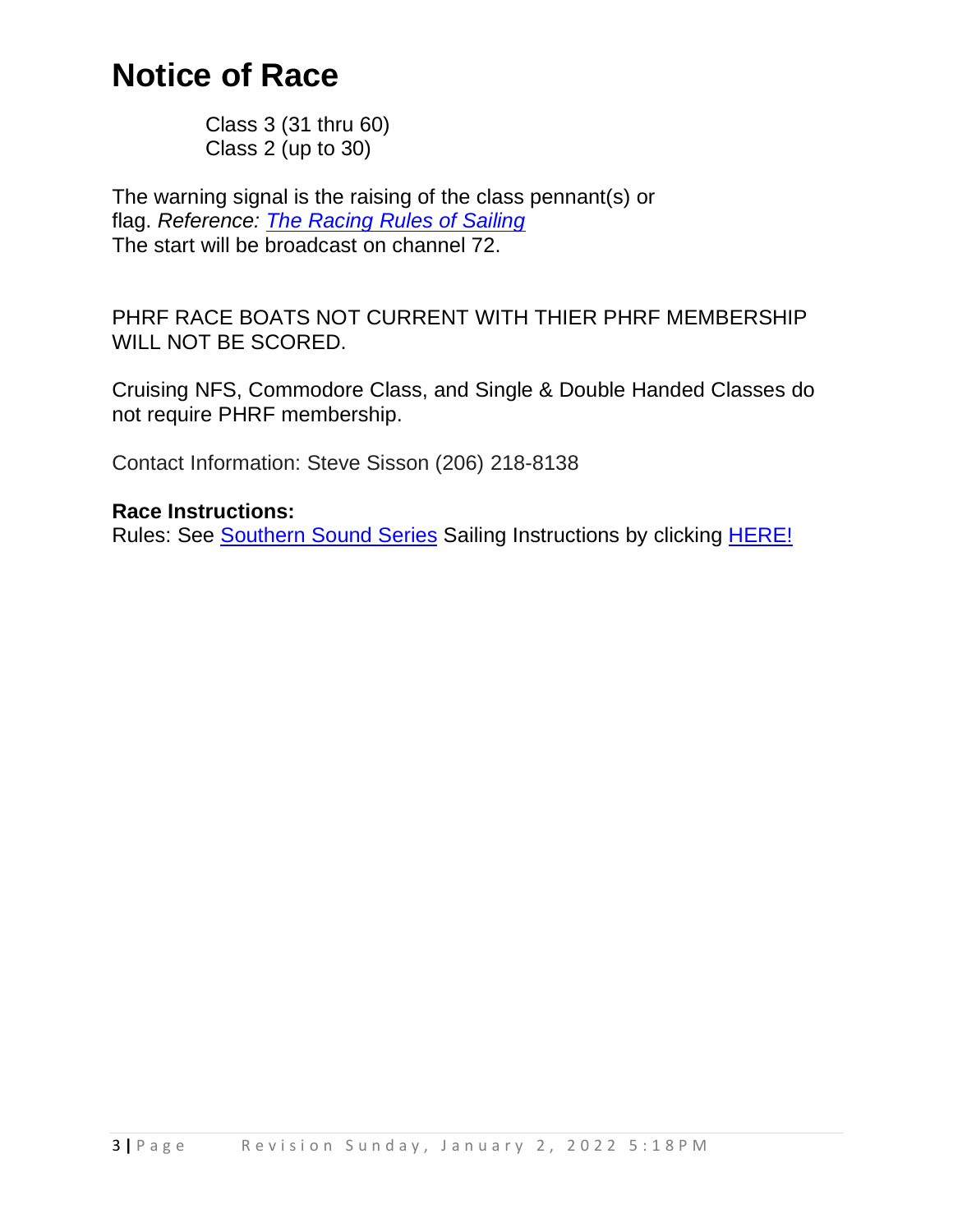# Notice of Race

Class 3 (31 thru 60)
Class 2 (up to 30)

The warning signal is the raising of the class pennant(s) or flag. *Reference: The Racing Rules of Sailing*
The start will be broadcast on channel 72.

PHRF RACE BOATS NOT CURRENT WITH THIER PHRF MEMBERSHIP WILL NOT BE SCORED.

Cruising NFS, Commodore Class, and Single & Double Handed Classes do not require PHRF membership.

Contact Information: Steve Sisson (206) 218-8138

**Race Instructions:**
Rules: See Southern Sound Series Sailing Instructions by clicking HERE!